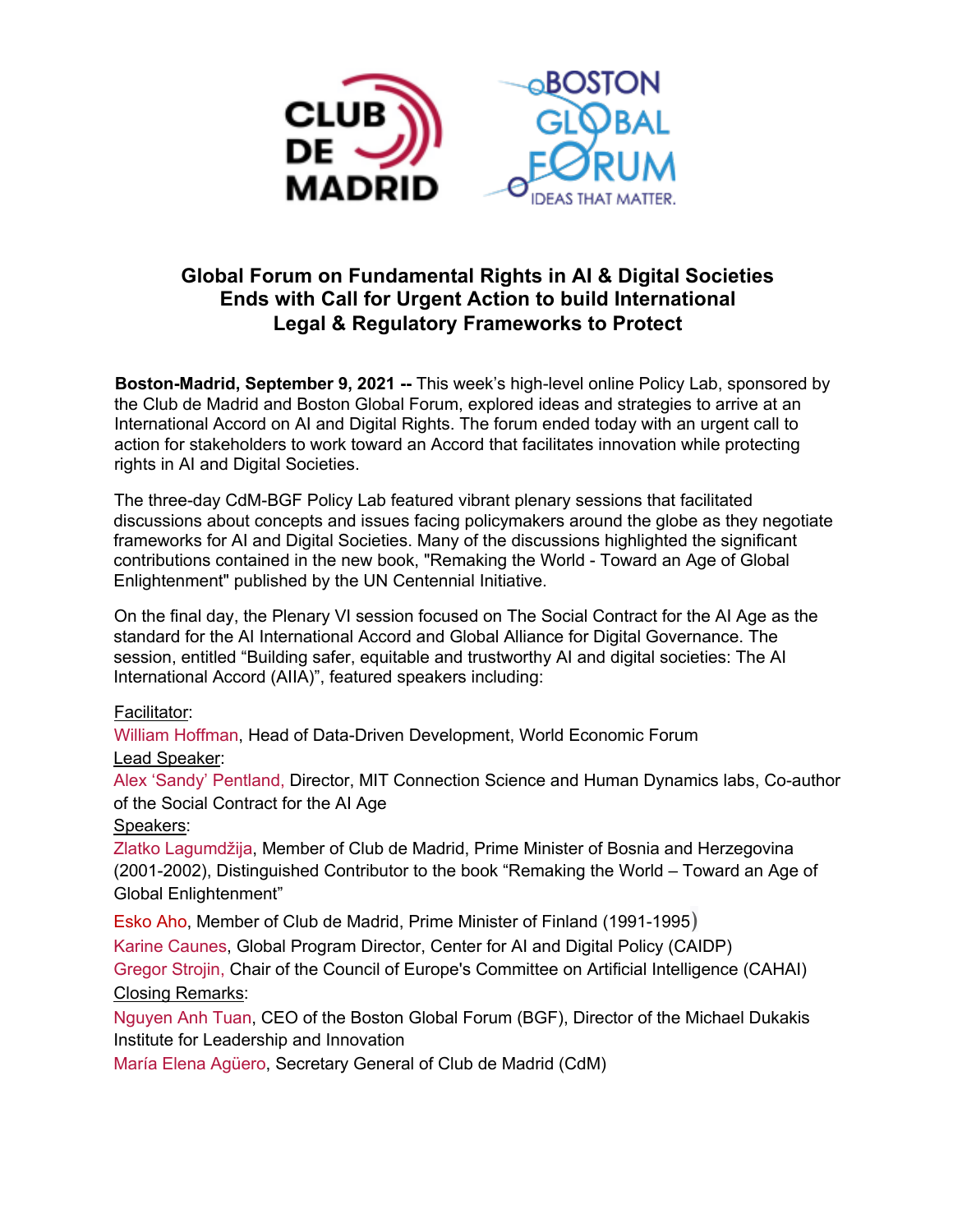# Global Forum on Fundamental Rights in AI & Digital Societies Ends with Call for Urgent Action to build International Legal & Regulatory Frameworks to Protect

**Boston-Madrid, September 9, 2021 --** This week's high-level online Policy Lab, sponsored by the Club de Madrid and Boston Global Forum, explored ideas and strategies to arrive at an International Accord on AI and Digital Rights. The forum ended today with an urgent call to action for stakeholders to work toward an Accord that facilitates innovation while protecting rights in AI and Digital Societies.

The three-day CdM-BGF Policy Lab featured vibrant plenary sessions that facilitated discussions about concepts and issues facing policymakers around the globe as they negotiate frameworks for AI and Digital Societies. Many of the discussions highlighted the significant contributions contained in the new book, "Remaking the World - Toward an Age of Global Enlightenment" published by the UN Centennial Initiative.

On the final day, the Plenary VI session focused on The Social Contract for the AI Age as the standard for the AI International Accord and Global Alliance for Digital Governance. The session, entitled "Building safer, equitable and trustworthy AI and digital societies: The AI International Accord (AIIA)", featured speakers including:

Facilitator:
William Hoffman, Head of Data-Driven Development, World Economic Forum

Lead Speaker:
Alex 'Sandy' Pentland, Director, MIT Connection Science and Human Dynamics labs, Co-author of the Social Contract for the AI Age

Speakers:
Zlatko Lagumdžija, Member of Club de Madrid, Prime Minister of Bosnia and Herzegovina (2001-2002), Distinguished Contributor to the book "Remaking the World – Toward an Age of Global Enlightenment"

Esko Aho, Member of Club de Madrid, Prime Minister of Finland (1991-1995)

Karine Caunes, Global Program Director, Center for AI and Digital Policy (CAIDP)

Gregor Strojin, Chair of the Council of Europe's Committee on Artificial Intelligence (CAHAI)

Closing Remarks:
Nguyen Anh Tuan, CEO of the Boston Global Forum (BGF), Director of the Michael Dukakis Institute for Leadership and Innovation

María Elena Agüero, Secretary General of Club de Madrid (CdM)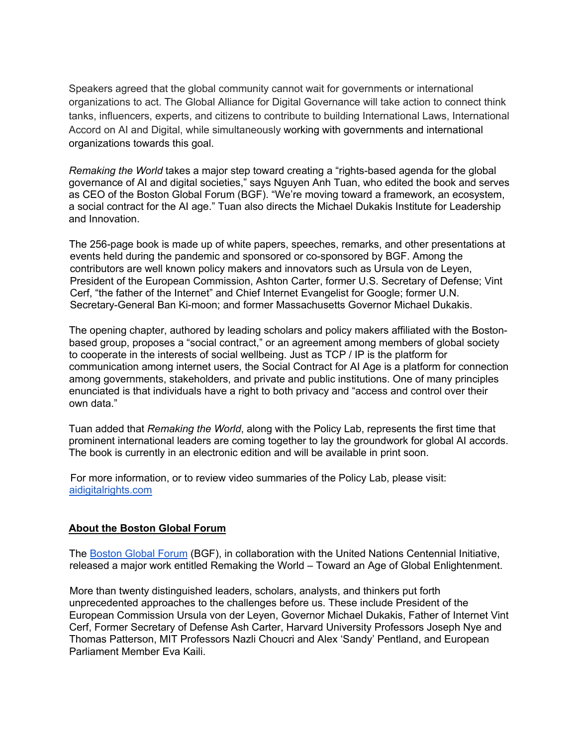Speakers agreed that the global community cannot wait for governments or international organizations to act. The Global Alliance for Digital Governance will take action to connect think tanks, influencers, experts, and citizens to contribute to building International Laws, International Accord on AI and Digital, while simultaneously working with governments and international organizations towards this goal.

*Remaking the World* takes a major step toward creating a "rights-based agenda for the global governance of AI and digital societies," says Nguyen Anh Tuan, who edited the book and serves as CEO of the Boston Global Forum (BGF). "We're moving toward a framework, an ecosystem, a social contract for the AI age." Tuan also directs the Michael Dukakis Institute for Leadership and Innovation.

The 256-page book is made up of white papers, speeches, remarks, and other presentations at events held during the pandemic and sponsored or co-sponsored by BGF. Among the contributors are well known policy makers and innovators such as Ursula von de Leyen, President of the European Commission, Ashton Carter, former U.S. Secretary of Defense; Vint Cerf, "the father of the Internet" and Chief Internet Evangelist for Google; former U.N. Secretary-General Ban Ki-moon; and former Massachusetts Governor Michael Dukakis.

The opening chapter, authored by leading scholars and policy makers affiliated with the Boston-based group, proposes a "social contract," or an agreement among members of global society to cooperate in the interests of social wellbeing. Just as TCP / IP is the platform for communication among internet users, the Social Contract for AI Age is a platform for connection among governments, stakeholders, and private and public institutions. One of many principles enunciated is that individuals have a right to both privacy and "access and control over their own data."

Tuan added that *Remaking the World*, along with the Policy Lab, represents the first time that prominent international leaders are coming together to lay the groundwork for global AI accords. The book is currently in an electronic edition and will be available in print soon.

For more information, or to review video summaries of the Policy Lab, please visit: [aidigitalrights.com](aidigitalrights.com)

**About the Boston Global Forum**

The [Boston Global Forum](Boston Global Forum) (BGF), in collaboration with the United Nations Centennial Initiative, released a major work entitled Remaking the World – Toward an Age of Global Enlightenment.

More than twenty distinguished leaders, scholars, analysts, and thinkers put forth unprecedented approaches to the challenges before us. These include President of the European Commission Ursula von der Leyen, Governor Michael Dukakis, Father of Internet Vint Cerf, Former Secretary of Defense Ash Carter, Harvard University Professors Joseph Nye and Thomas Patterson, MIT Professors Nazli Choucri and Alex 'Sandy' Pentland, and European Parliament Member Eva Kaili.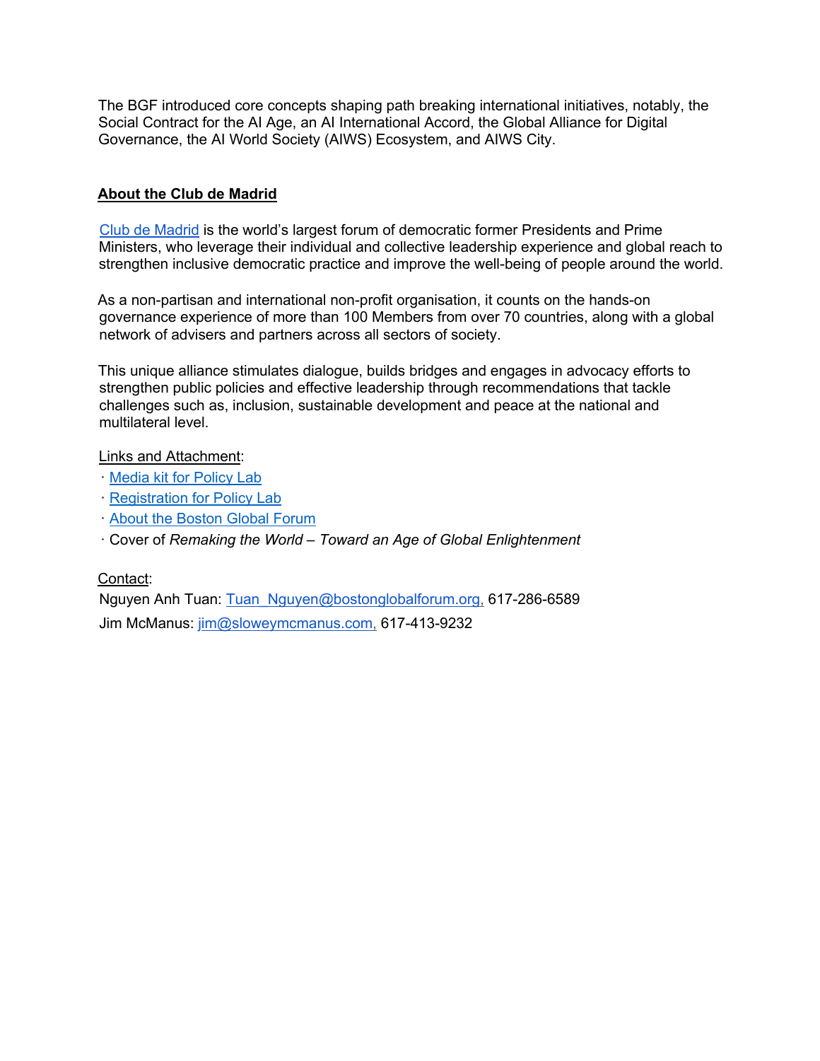The BGF introduced core concepts shaping path breaking international initiatives, notably, the Social Contract for the AI Age, an AI International Accord, the Global Alliance for Digital Governance, the AI World Society (AIWS) Ecosystem, and AIWS City.

## About the Club de Madrid

Club de Madrid is the world's largest forum of democratic former Presidents and Prime Ministers, who leverage their individual and collective leadership experience and global reach to strengthen inclusive democratic practice and improve the well-being of people around the world.

As a non-partisan and international non-profit organisation, it counts on the hands-on governance experience of more than 100 Members from over 70 countries, along with a global network of advisers and partners across all sectors of society.

This unique alliance stimulates dialogue, builds bridges and engages in advocacy efforts to strengthen public policies and effective leadership through recommendations that tackle challenges such as, inclusion, sustainable development and peace at the national and multilateral level.

Links and Attachment:

- Media kit for Policy Lab
- Registration for Policy Lab
- About the Boston Global Forum
- Cover of *Remaking the World – Toward an Age of Global Enlightenment*

Contact:

Nguyen Anh Tuan: Tuan_Nguyen@bostonglobalforum.org, 617-286-6589

Jim McManus: jim@sloweymcmanus.com, 617-413-9232